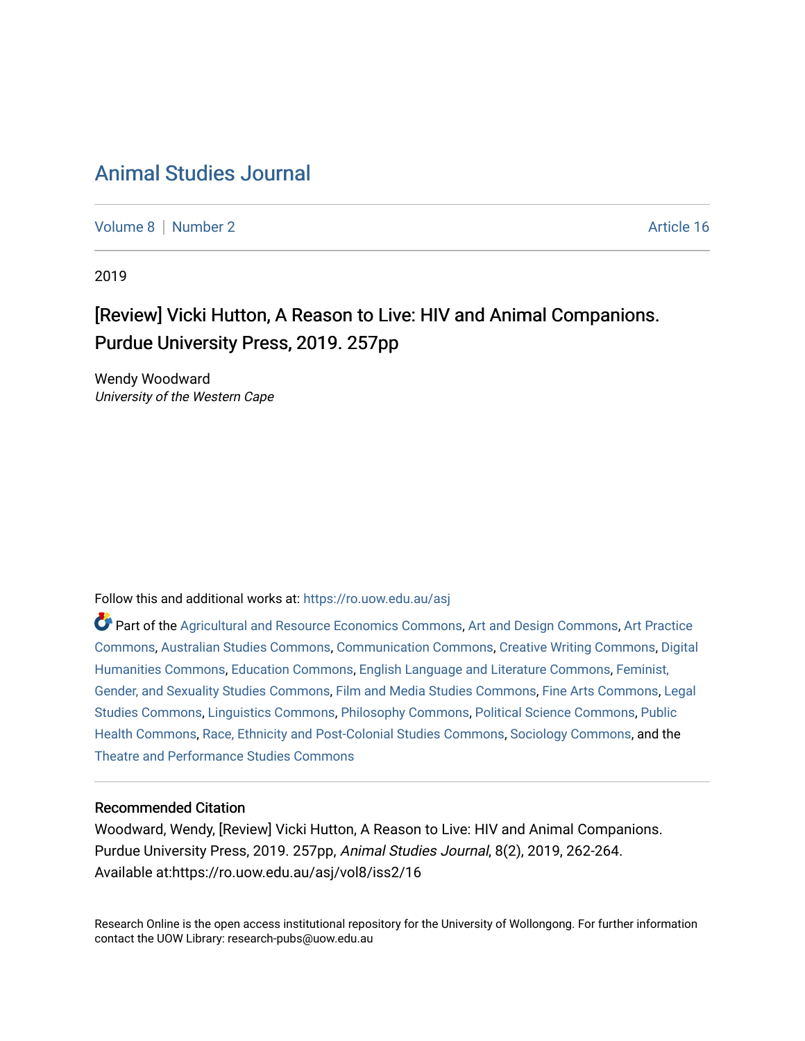# Animal Studies Journal

Volume 8 | Number 2 Article 16

2019

## [Review] Vicki Hutton, A Reason to Live: HIV and Animal Companions. Purdue University Press, 2019. 257pp

Wendy Woodward
*University of the Western Cape*

Follow this and additional works at: https://ro.uow.edu.au/asj

Part of the Agricultural and Resource Economics Commons, Art and Design Commons, Art Practice Commons, Australian Studies Commons, Communication Commons, Creative Writing Commons, Digital Humanities Commons, Education Commons, English Language and Literature Commons, Feminist, Gender, and Sexuality Studies Commons, Film and Media Studies Commons, Fine Arts Commons, Legal Studies Commons, Linguistics Commons, Philosophy Commons, Political Science Commons, Public Health Commons, Race, Ethnicity and Post-Colonial Studies Commons, Sociology Commons, and the Theatre and Performance Studies Commons

### Recommended Citation

Woodward, Wendy, [Review] Vicki Hutton, A Reason to Live: HIV and Animal Companions. Purdue University Press, 2019. 257pp, *Animal Studies Journal*, 8(2), 2019, 262-264.
Available at:https://ro.uow.edu.au/asj/vol8/iss2/16

Research Online is the open access institutional repository for the University of Wollongong. For further information contact the UOW Library: research-pubs@uow.edu.au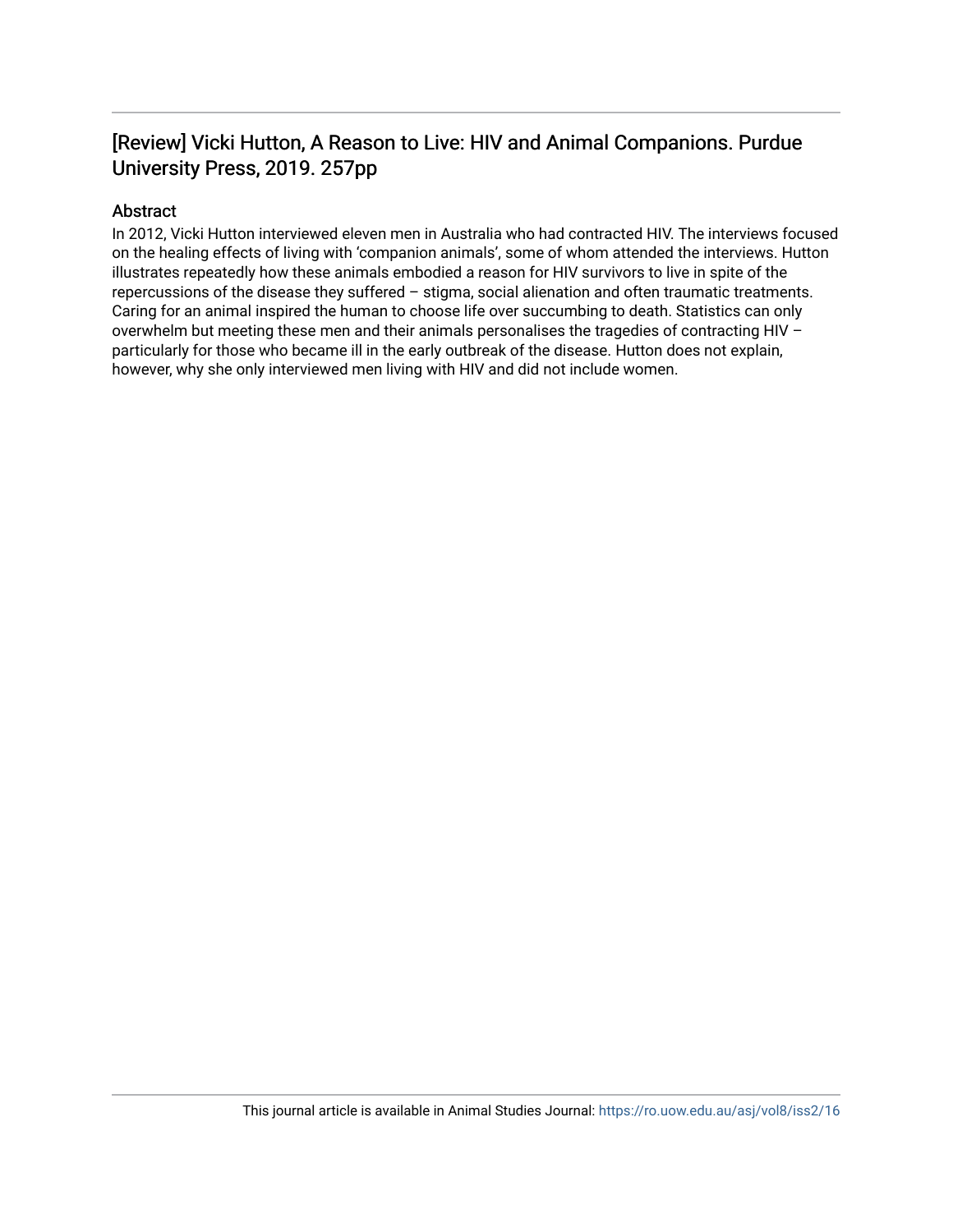# [Review] Vicki Hutton, A Reason to Live: HIV and Animal Companions. Purdue University Press, 2019. 257pp

## Abstract

In 2012, Vicki Hutton interviewed eleven men in Australia who had contracted HIV. The interviews focused on the healing effects of living with 'companion animals', some of whom attended the interviews. Hutton illustrates repeatedly how these animals embodied a reason for HIV survivors to live in spite of the repercussions of the disease they suffered – stigma, social alienation and often traumatic treatments. Caring for an animal inspired the human to choose life over succumbing to death. Statistics can only overwhelm but meeting these men and their animals personalises the tragedies of contracting HIV – particularly for those who became ill in the early outbreak of the disease. Hutton does not explain, however, why she only interviewed men living with HIV and did not include women.

This journal article is available in Animal Studies Journal: https://ro.uow.edu.au/asj/vol8/iss2/16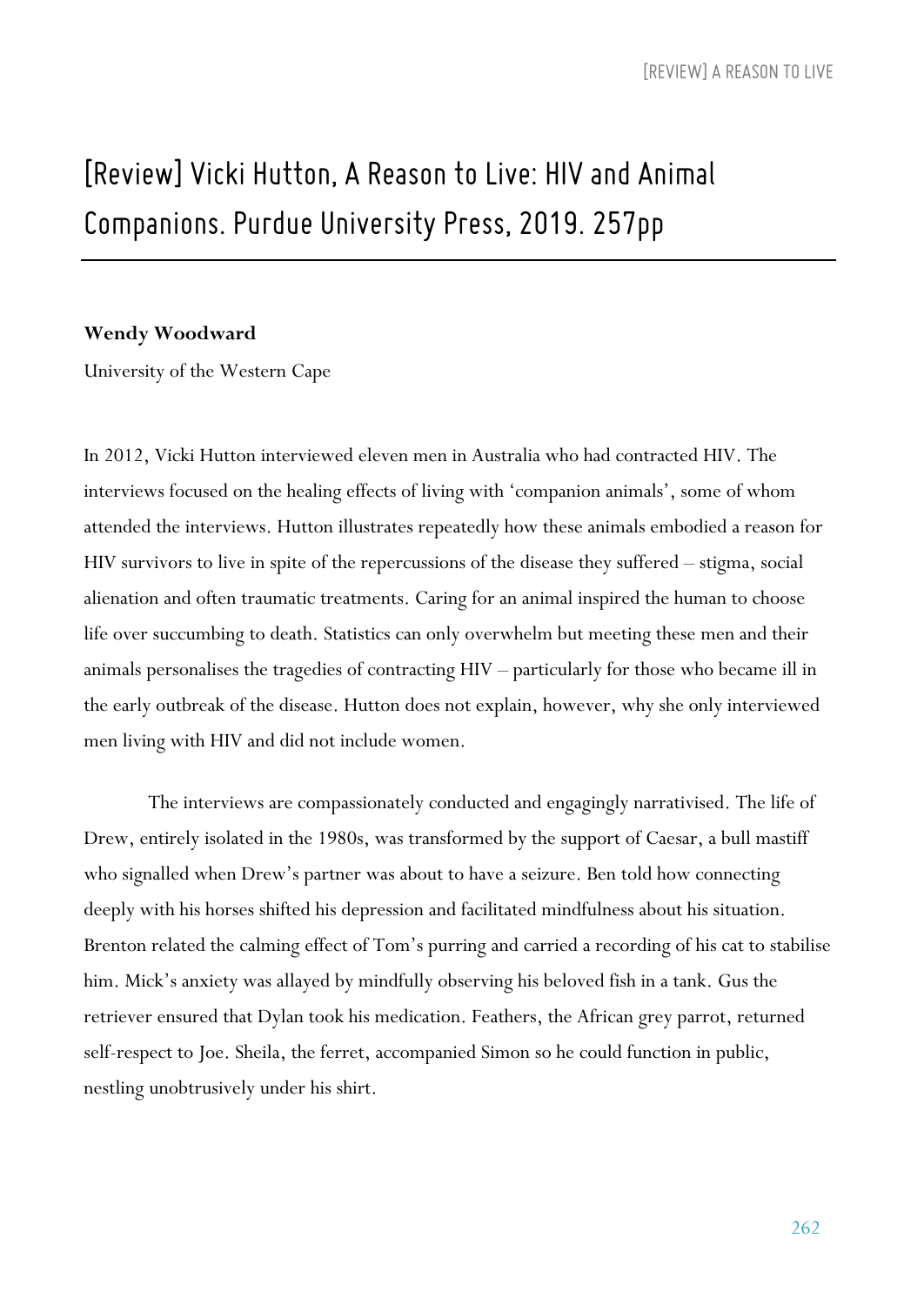# [Review] Vicki Hutton, A Reason to Live: HIV and Animal Companions. Purdue University Press, 2019. 257pp

**Wendy Woodward**

University of the Western Cape

In 2012, Vicki Hutton interviewed eleven men in Australia who had contracted HIV. The interviews focused on the healing effects of living with 'companion animals', some of whom attended the interviews. Hutton illustrates repeatedly how these animals embodied a reason for HIV survivors to live in spite of the repercussions of the disease they suffered – stigma, social alienation and often traumatic treatments. Caring for an animal inspired the human to choose life over succumbing to death. Statistics can only overwhelm but meeting these men and their animals personalises the tragedies of contracting HIV – particularly for those who became ill in the early outbreak of the disease. Hutton does not explain, however, why she only interviewed men living with HIV and did not include women.

The interviews are compassionately conducted and engagingly narrativised. The life of Drew, entirely isolated in the 1980s, was transformed by the support of Caesar, a bull mastiff who signalled when Drew's partner was about to have a seizure. Ben told how connecting deeply with his horses shifted his depression and facilitated mindfulness about his situation. Brenton related the calming effect of Tom's purring and carried a recording of his cat to stabilise him. Mick's anxiety was allayed by mindfully observing his beloved fish in a tank. Gus the retriever ensured that Dylan took his medication. Feathers, the African grey parrot, returned self-respect to Joe. Sheila, the ferret, accompanied Simon so he could function in public, nestling unobtrusively under his shirt.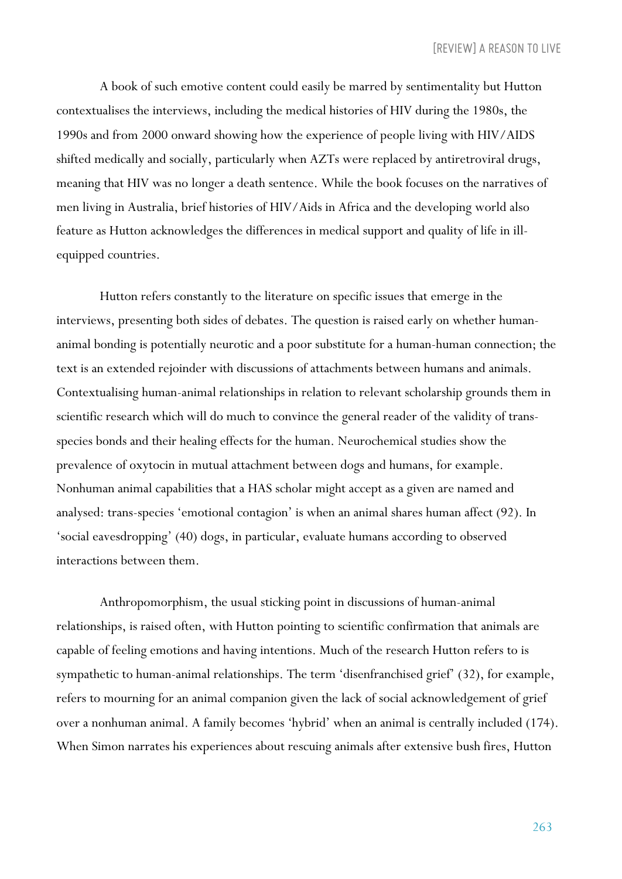A book of such emotive content could easily be marred by sentimentality but Hutton contextualises the interviews, including the medical histories of HIV during the 1980s, the 1990s and from 2000 onward showing how the experience of people living with HIV/AIDS shifted medically and socially, particularly when AZTs were replaced by antiretroviral drugs, meaning that HIV was no longer a death sentence. While the book focuses on the narratives of men living in Australia, brief histories of HIV/Aids in Africa and the developing world also feature as Hutton acknowledges the differences in medical support and quality of life in ill-equipped countries.

Hutton refers constantly to the literature on specific issues that emerge in the interviews, presenting both sides of debates. The question is raised early on whether human-animal bonding is potentially neurotic and a poor substitute for a human-human connection; the text is an extended rejoinder with discussions of attachments between humans and animals. Contextualising human-animal relationships in relation to relevant scholarship grounds them in scientific research which will do much to convince the general reader of the validity of trans-species bonds and their healing effects for the human. Neurochemical studies show the prevalence of oxytocin in mutual attachment between dogs and humans, for example. Nonhuman animal capabilities that a HAS scholar might accept as a given are named and analysed: trans-species 'emotional contagion' is when an animal shares human affect (92). In 'social eavesdropping' (40) dogs, in particular, evaluate humans according to observed interactions between them.

Anthropomorphism, the usual sticking point in discussions of human-animal relationships, is raised often, with Hutton pointing to scientific confirmation that animals are capable of feeling emotions and having intentions. Much of the research Hutton refers to is sympathetic to human-animal relationships. The term 'disenfranchised grief" (32), for example, refers to mourning for an animal companion given the lack of social acknowledgement of grief over a nonhuman animal. A family becomes 'hybrid' when an animal is centrally included (174). When Simon narrates his experiences about rescuing animals after extensive bush fires, Hutton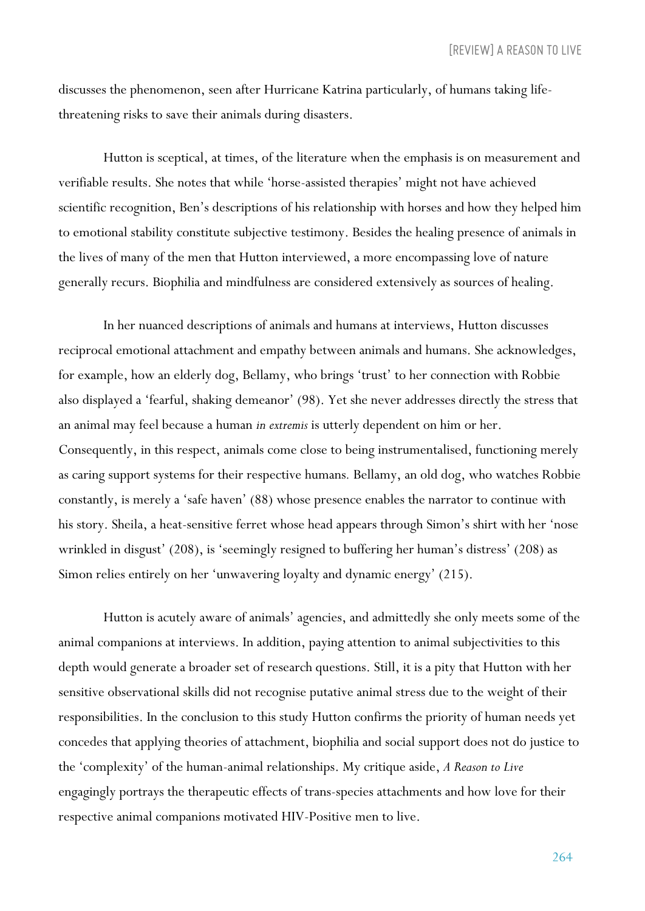discusses the phenomenon, seen after Hurricane Katrina particularly, of humans taking life-threatening risks to save their animals during disasters.

Hutton is sceptical, at times, of the literature when the emphasis is on measurement and verifiable results. She notes that while 'horse-assisted therapies' might not have achieved scientific recognition, Ben's descriptions of his relationship with horses and how they helped him to emotional stability constitute subjective testimony. Besides the healing presence of animals in the lives of many of the men that Hutton interviewed, a more encompassing love of nature generally recurs. Biophilia and mindfulness are considered extensively as sources of healing.

In her nuanced descriptions of animals and humans at interviews, Hutton discusses reciprocal emotional attachment and empathy between animals and humans. She acknowledges, for example, how an elderly dog, Bellamy, who brings 'trust' to her connection with Robbie also displayed a 'fearful, shaking demeanor' (98). Yet she never addresses directly the stress that an animal may feel because a human *in extremis* is utterly dependent on him or her. Consequently, in this respect, animals come close to being instrumentalised, functioning merely as caring support systems for their respective humans. Bellamy, an old dog, who watches Robbie constantly, is merely a 'safe haven' (88) whose presence enables the narrator to continue with his story. Sheila, a heat-sensitive ferret whose head appears through Simon's shirt with her 'nose wrinkled in disgust' (208), is 'seemingly resigned to buffering her human's distress' (208) as Simon relies entirely on her 'unwavering loyalty and dynamic energy' (215).

Hutton is acutely aware of animals' agencies, and admittedly she only meets some of the animal companions at interviews. In addition, paying attention to animal subjectivities to this depth would generate a broader set of research questions. Still, it is a pity that Hutton with her sensitive observational skills did not recognise putative animal stress due to the weight of their responsibilities. In the conclusion to this study Hutton confirms the priority of human needs yet concedes that applying theories of attachment, biophilia and social support does not do justice to the 'complexity' of the human-animal relationships. My critique aside, *A Reason to Live* engagingly portrays the therapeutic effects of trans-species attachments and how love for their respective animal companions motivated HIV-Positive men to live.